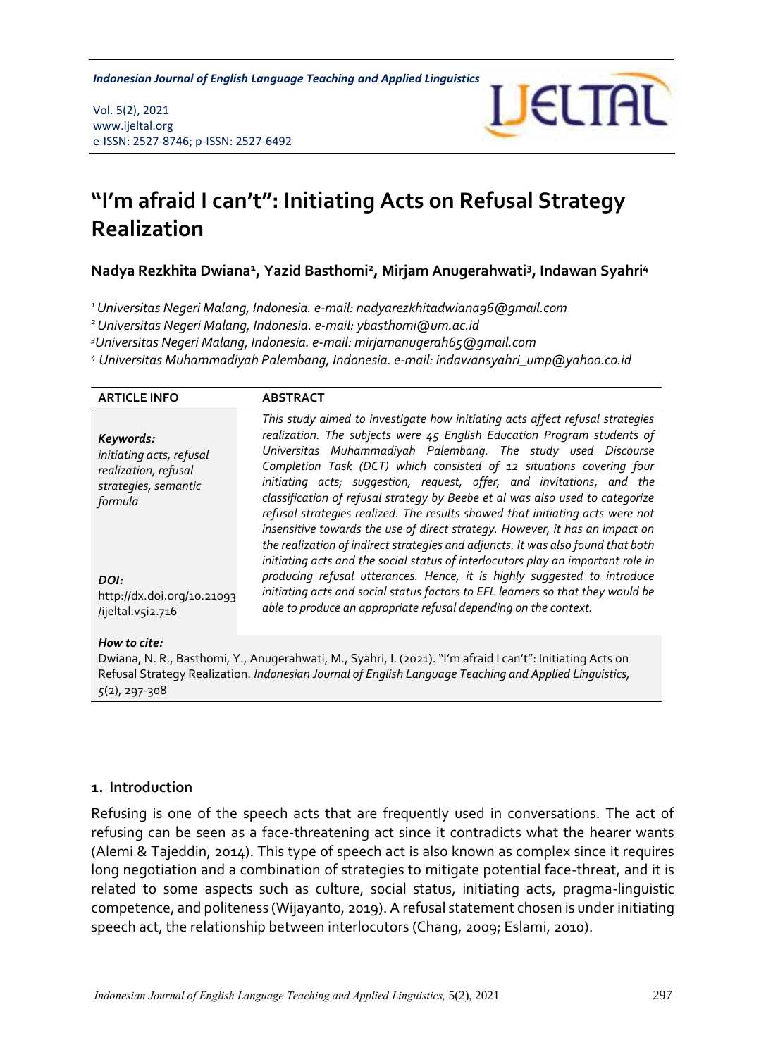# "I'm afraid I can't": Initiating Acts on Refusal Strategy Realization

**Nadya Rezkhita Dwiana[1], Yazid Basthomi[2], Mirjam Anugerahwati[3], Indawan Syahri[4]**

*[1] Universitas Negeri Malang, Indonesia. e-mail: nadyarezkhitadwiana96@gmail.com*
*[2] Universitas Negeri Malang, Indonesia. e-mail: ybasthomi@um.ac.id*
*[3] Universitas Negeri Malang, Indonesia. e-mail: mirjamanugerah65@gmail.com*
*[4] Universitas Muhammadiyah Palembang, Indonesia. e-mail: indawansyahri_ump@yahoo.co.id*

| ARTICLE INFO | ABSTRACT |
|---|---|
| ***Keywords:*** *initiating acts, refusal realization, refusal strategies, semantic formula* <br><br> ***DOI:*** http://dx.doi.org/10.21093/ijeltal.v5i2.716 | *This study aimed to investigate how initiating acts affect refusal strategies realization. The subjects were 45 English Education Program students of Universitas Muhammadiyah Palembang. The study used Discourse Completion Task (DCT) which consisted of 12 situations covering four initiating acts; suggestion, request, offer, and invitations, and the classification of refusal strategy by Beebe et al was also used to categorize refusal strategies realized. The results showed that initiating acts were not insensitive towards the use of direct strategy. However, it has an impact on the realization of indirect strategies and adjuncts. It was also found that both initiating acts and the social status of interlocutors play an important role in producing refusal utterances. Hence, it is highly suggested to introduce initiating acts and social status factors to EFL learners so that they would be able to produce an appropriate refusal depending on the context.* |

***How to cite:***
Dwiana, N. R., Basthomi, Y., Anugerahwati, M., Syahri, I. (2021). "I'm afraid I can't": Initiating Acts on Refusal Strategy Realization. *Indonesian Journal of English Language Teaching and Applied Linguistics, 5*(2), 297-308

## 1. Introduction

Refusing is one of the speech acts that are frequently used in conversations. The act of refusing can be seen as a face-threatening act since it contradicts what the hearer wants (Alemi & Tajeddin, 2014). This type of speech act is also known as complex since it requires long negotiation and a combination of strategies to mitigate potential face-threat, and it is related to some aspects such as culture, social status, initiating acts, pragma-linguistic competence, and politeness (Wijayanto, 2019). A refusal statement chosen is under initiating speech act, the relationship between interlocutors (Chang, 2009; Eslami, 2010).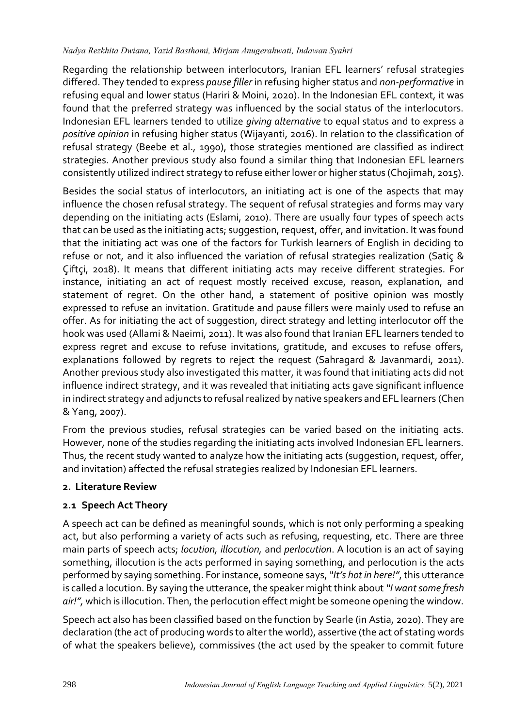Regarding the relationship between interlocutors, Iranian EFL learners' refusal strategies differed. They tended to express *pause filler* in refusing higher status and *non-performative* in refusing equal and lower status (Hariri & Moini, 2020). In the Indonesian EFL context, it was found that the preferred strategy was influenced by the social status of the interlocutors. Indonesian EFL learners tended to utilize *giving alternative* to equal status and to express a *positive opinion* in refusing higher status (Wijayanti, 2016). In relation to the classification of refusal strategy (Beebe et al., 1990), those strategies mentioned are classified as indirect strategies. Another previous study also found a similar thing that Indonesian EFL learners consistently utilized indirect strategy to refuse either lower or higher status (Chojimah, 2015).

Besides the social status of interlocutors, an initiating act is one of the aspects that may influence the chosen refusal strategy. The sequent of refusal strategies and forms may vary depending on the initiating acts (Eslami, 2010). There are usually four types of speech acts that can be used as the initiating acts; suggestion, request, offer, and invitation. It was found that the initiating act was one of the factors for Turkish learners of English in deciding to refuse or not, and it also influenced the variation of refusal strategies realization (Satiç & Çiftçi, 2018). It means that different initiating acts may receive different strategies. For instance, initiating an act of request mostly received excuse, reason, explanation, and statement of regret. On the other hand, a statement of positive opinion was mostly expressed to refuse an invitation. Gratitude and pause fillers were mainly used to refuse an offer. As for initiating the act of suggestion, direct strategy and letting interlocutor off the hook was used (Allami & Naeimi, 2011). It was also found that Iranian EFL learners tended to express regret and excuse to refuse invitations, gratitude, and excuses to refuse offers, explanations followed by regrets to reject the request (Sahragard & Javanmardi, 2011). Another previous study also investigated this matter, it was found that initiating acts did not influence indirect strategy, and it was revealed that initiating acts gave significant influence in indirect strategy and adjuncts to refusal realized by native speakers and EFL learners (Chen & Yang, 2007).

From the previous studies, refusal strategies can be varied based on the initiating acts. However, none of the studies regarding the initiating acts involved Indonesian EFL learners. Thus, the recent study wanted to analyze how the initiating acts (suggestion, request, offer, and invitation) affected the refusal strategies realized by Indonesian EFL learners.

## 2. Literature Review

### 2.1 Speech Act Theory

A speech act can be defined as meaningful sounds, which is not only performing a speaking act, but also performing a variety of acts such as refusing, requesting, etc. There are three main parts of speech acts; *locution, illocution,* and *perlocution*. A locution is an act of saying something, illocution is the acts performed in saying something, and perlocution is the acts performed by saying something. For instance, someone says, *"It's hot in here!"*, this utterance is called a locution. By saying the utterance, the speaker might think about *"I want some fresh air!"*, which is illocution. Then, the perlocution effect might be someone opening the window.

Speech act also has been classified based on the function by Searle (in Astia, 2020). They are declaration (the act of producing words to alter the world), assertive (the act of stating words of what the speakers believe), commissives (the act used by the speaker to commit future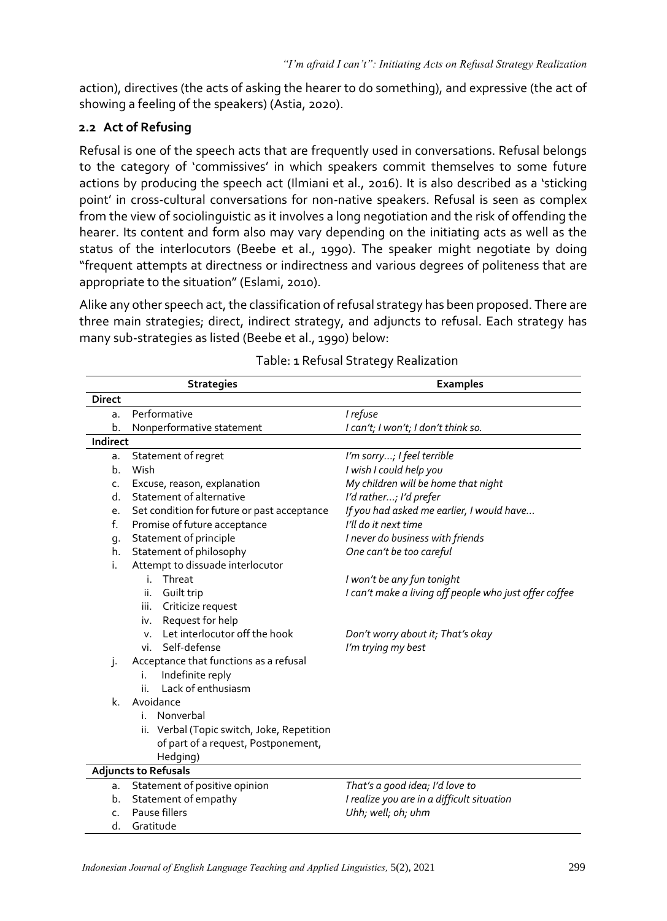action), directives (the acts of asking the hearer to do something), and expressive (the act of showing a feeling of the speakers) (Astia, 2020).

### 2.2 Act of Refusing

Refusal is one of the speech acts that are frequently used in conversations. Refusal belongs to the category of 'commissives' in which speakers commit themselves to some future actions by producing the speech act (Ilmiani et al., 2016). It is also described as a 'sticking point' in cross-cultural conversations for non-native speakers. Refusal is seen as complex from the view of sociolinguistic as it involves a long negotiation and the risk of offending the hearer. Its content and form also may vary depending on the initiating acts as well as the status of the interlocutors (Beebe et al., 1990). The speaker might negotiate by doing "frequent attempts at directness or indirectness and various degrees of politeness that are appropriate to the situation" (Eslami, 2010).

Alike any other speech act, the classification of refusal strategy has been proposed. There are three main strategies; direct, indirect strategy, and adjuncts to refusal. Each strategy has many sub-strategies as listed (Beebe et al., 1990) below:

Table: 1 Refusal Strategy Realization

| Strategies | Examples |
|---|---|
| **Direct** | |
| a. Performative | *I refuse* |
| b. Nonperformative statement | *I can't; I won't; I don't think so.* |
| **Indirect** | |
| a. Statement of regret | *I'm sorry...; I feel terrible* |
| b. Wish | *I wish I could help you* |
| c. Excuse, reason, explanation | *My children will be home that night* |
| d. Statement of alternative | *I'd rather...; I'd prefer* |
| e. Set condition for future or past acceptance | *If you had asked me earlier, I would have...* |
| f. Promise of future acceptance | *I'll do it next time* |
| g. Statement of principle | *I never do business with friends* |
| h. Statement of philosophy | *One can't be too careful* |
| i. Attempt to dissuade interlocutor | |
| i. Threat | *I won't be any fun tonight* |
| ii. Guilt trip | *I can't make a living off people who just offer coffee* |
| iii. Criticize request | |
| iv. Request for help | |
| v. Let interlocutor off the hook | *Don't worry about it; That's okay* |
| vi. Self-defense | *I'm trying my best* |
| j. Acceptance that functions as a refusal | |
| i. Indefinite reply | |
| ii. Lack of enthusiasm | |
| k. Avoidance | |
| i. Nonverbal | |
| ii. Verbal (Topic switch, Joke, Repetition of part of a request, Postponement, Hedging) | |
| **Adjuncts to Refusals** | |
| a. Statement of positive opinion | *That's a good idea; I'd love to* |
| b. Statement of empathy | *I realize you are in a difficult situation* |
| c. Pause fillers | *Uhh; well; oh; uhm* |
| d. Gratitude | |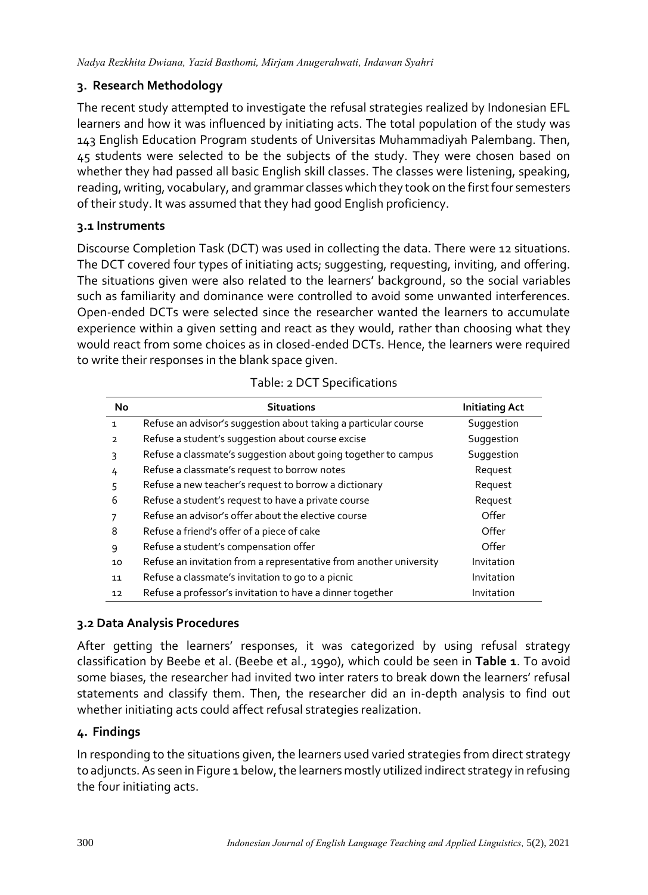## 3. Research Methodology

The recent study attempted to investigate the refusal strategies realized by Indonesian EFL learners and how it was influenced by initiating acts. The total population of the study was 143 English Education Program students of Universitas Muhammadiyah Palembang. Then, 45 students were selected to be the subjects of the study. They were chosen based on whether they had passed all basic English skill classes. The classes were listening, speaking, reading, writing, vocabulary, and grammar classes which they took on the first four semesters of their study. It was assumed that they had good English proficiency.

### 3.1 Instruments

Discourse Completion Task (DCT) was used in collecting the data. There were 12 situations. The DCT covered four types of initiating acts; suggesting, requesting, inviting, and offering. The situations given were also related to the learners' background, so the social variables such as familiarity and dominance were controlled to avoid some unwanted interferences. Open-ended DCTs were selected since the researcher wanted the learners to accumulate experience within a given setting and react as they would, rather than choosing what they would react from some choices as in closed-ended DCTs. Hence, the learners were required to write their responses in the blank space given.

Table: 2 DCT Specifications

| No | Situations | Initiating Act |
|---|---|---|
| 1 | Refuse an advisor's suggestion about taking a particular course | Suggestion |
| 2 | Refuse a student's suggestion about course excise | Suggestion |
| 3 | Refuse a classmate's suggestion about going together to campus | Suggestion |
| 4 | Refuse a classmate's request to borrow notes | Request |
| 5 | Refuse a new teacher's request to borrow a dictionary | Request |
| 6 | Refuse a student's request to have a private course | Request |
| 7 | Refuse an advisor's offer about the elective course | Offer |
| 8 | Refuse a friend's offer of a piece of cake | Offer |
| 9 | Refuse a student's compensation offer | Offer |
| 10 | Refuse an invitation from a representative from another university | Invitation |
| 11 | Refuse a classmate's invitation to go to a picnic | Invitation |
| 12 | Refuse a professor's invitation to have a dinner together | Invitation |

### 3.2 Data Analysis Procedures

After getting the learners' responses, it was categorized by using refusal strategy classification by Beebe et al. (Beebe et al., 1990), which could be seen in **Table 1**. To avoid some biases, the researcher had invited two inter raters to break down the learners' refusal statements and classify them. Then, the researcher did an in-depth analysis to find out whether initiating acts could affect refusal strategies realization.

## 4. Findings

In responding to the situations given, the learners used varied strategies from direct strategy to adjuncts. As seen in Figure 1 below, the learners mostly utilized indirect strategy in refusing the four initiating acts.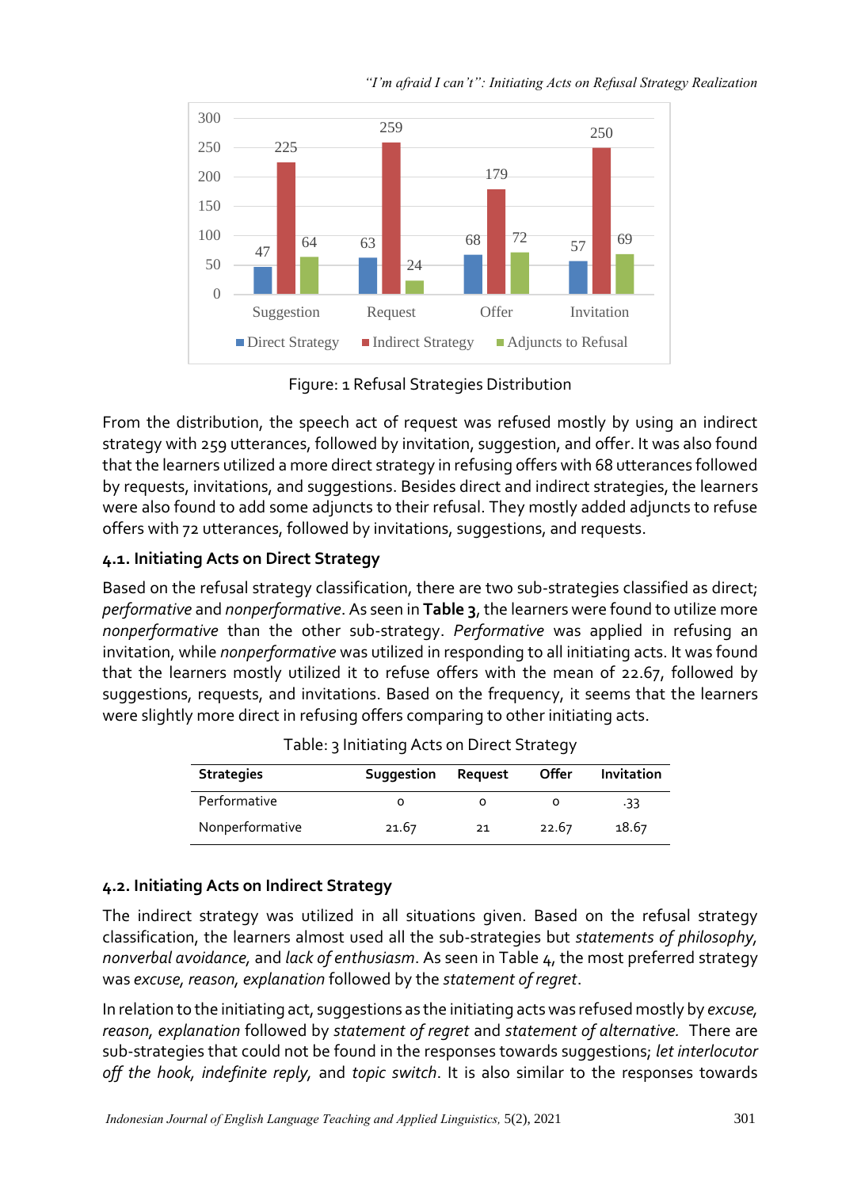Figure: 1 Refusal Strategies Distribution

From the distribution, the speech act of request was refused mostly by using an indirect strategy with 259 utterances, followed by invitation, suggestion, and offer. It was also found that the learners utilized a more direct strategy in refusing offers with 68 utterances followed by requests, invitations, and suggestions. Besides direct and indirect strategies, the learners were also found to add some adjuncts to their refusal. They mostly added adjuncts to refuse offers with 72 utterances, followed by invitations, suggestions, and requests.

### 4.1. Initiating Acts on Direct Strategy

Based on the refusal strategy classification, there are two sub-strategies classified as direct; *performative* and *nonperformative*. As seen in **Table 3**, the learners were found to utilize more *nonperformative* than the other sub-strategy. *Performative* was applied in refusing an invitation, while *nonperformative* was utilized in responding to all initiating acts. It was found that the learners mostly utilized it to refuse offers with the mean of 22.67, followed by suggestions, requests, and invitations. Based on the frequency, it seems that the learners were slightly more direct in refusing offers comparing to other initiating acts.

Table: 3 Initiating Acts on Direct Strategy

| Strategies | Suggestion | Request | Offer | Invitation |
|---|---|---|---|---|
| Performative | 0 | 0 | 0 | .33 |
| Nonperformative | 21.67 | 21 | 22.67 | 18.67 |

### 4.2. Initiating Acts on Indirect Strategy

The indirect strategy was utilized in all situations given. Based on the refusal strategy classification, the learners almost used all the sub-strategies but *statements of philosophy, nonverbal avoidance,* and *lack of enthusiasm*. As seen in Table 4, the most preferred strategy was *excuse, reason, explanation* followed by the *statement of regret*.

In relation to the initiating act, suggestions as the initiating acts was refused mostly by *excuse, reason, explanation* followed by *statement of regret* and *statement of alternative.* There are sub-strategies that could not be found in the responses towards suggestions; *let interlocutor off the hook, indefinite reply,* and *topic switch*. It is also similar to the responses towards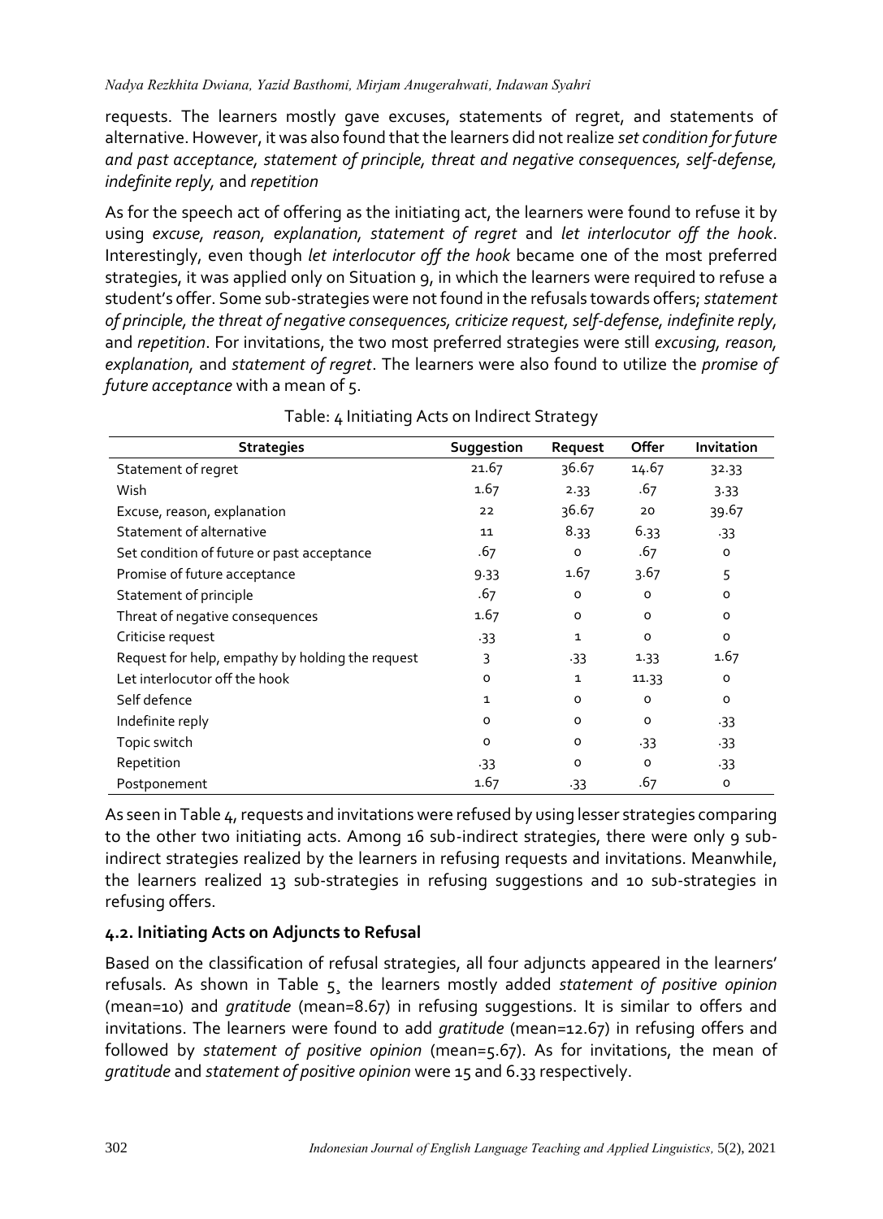requests. The learners mostly gave excuses, statements of regret, and statements of alternative. However, it was also found that the learners did not realize *set condition for future and past acceptance, statement of principle, threat and negative consequences, self-defense, indefinite reply,* and *repetition*

As for the speech act of offering as the initiating act, the learners were found to refuse it by using *excuse, reason, explanation, statement of regret* and *let interlocutor off the hook*. Interestingly, even though *let interlocutor off the hook* became one of the most preferred strategies, it was applied only on Situation 9, in which the learners were required to refuse a student's offer. Some sub-strategies were not found in the refusals towards offers; *statement of principle, the threat of negative consequences, criticize request, self-defense, indefinite reply,* and *repetition*. For invitations, the two most preferred strategies were still *excusing, reason, explanation,* and *statement of regret*. The learners were also found to utilize the *promise of future acceptance* with a mean of 5.

Table: 4 Initiating Acts on Indirect Strategy

| Strategies | Suggestion | Request | Offer | Invitation |
|---|---|---|---|---|
| Statement of regret | 21.67 | 36.67 | 14.67 | 32.33 |
| Wish | 1.67 | 2.33 | .67 | 3.33 |
| Excuse, reason, explanation | 22 | 36.67 | 20 | 39.67 |
| Statement of alternative | 11 | 8.33 | 6.33 | .33 |
| Set condition of future or past acceptance | .67 | 0 | .67 | 0 |
| Promise of future acceptance | 9.33 | 1.67 | 3.67 | 5 |
| Statement of principle | .67 | 0 | 0 | 0 |
| Threat of negative consequences | 1.67 | 0 | 0 | 0 |
| Criticise request | .33 | 1 | 0 | 0 |
| Request for help, empathy by holding the request | 3 | .33 | 1.33 | 1.67 |
| Let interlocutor off the hook | 0 | 1 | 11.33 | 0 |
| Self defence | 1 | 0 | 0 | 0 |
| Indefinite reply | 0 | 0 | 0 | .33 |
| Topic switch | 0 | 0 | .33 | .33 |
| Repetition | .33 | 0 | 0 | .33 |
| Postponement | 1.67 | .33 | .67 | 0 |

As seen in Table 4, requests and invitations were refused by using lesser strategies comparing to the other two initiating acts. Among 16 sub-indirect strategies, there were only 9 sub-indirect strategies realized by the learners in refusing requests and invitations. Meanwhile, the learners realized 13 sub-strategies in refusing suggestions and 10 sub-strategies in refusing offers.

## 4.2. Initiating Acts on Adjuncts to Refusal

Based on the classification of refusal strategies, all four adjuncts appeared in the learners' refusals. As shown in Table 5¸ the learners mostly added *statement of positive opinion* (mean=10) and *gratitude* (mean=8.67) in refusing suggestions. It is similar to offers and invitations. The learners were found to add *gratitude* (mean=12.67) in refusing offers and followed by *statement of positive opinion* (mean=5.67). As for invitations, the mean of *gratitude* and *statement of positive opinion* were 15 and 6.33 respectively.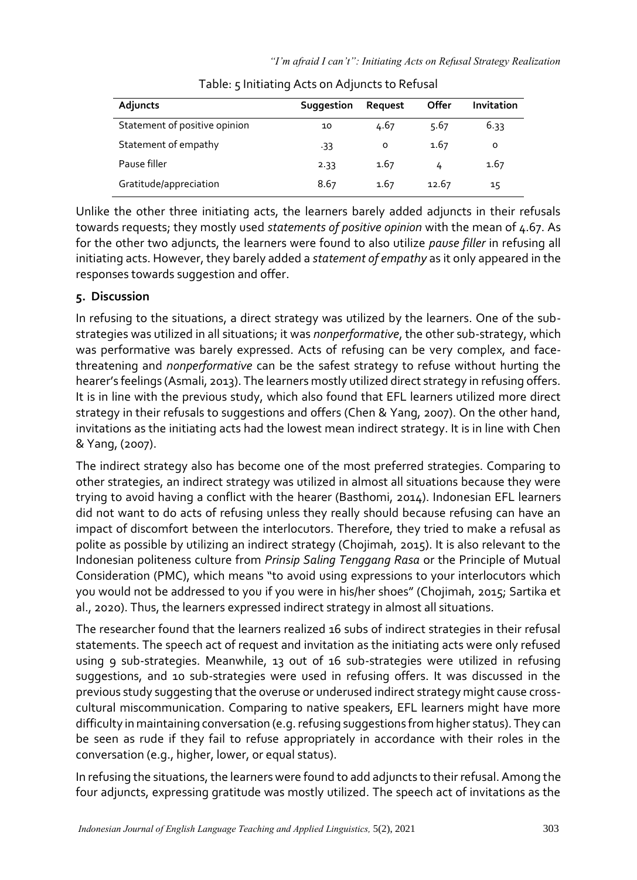Table: 5 Initiating Acts on Adjuncts to Refusal

| Adjuncts | Suggestion | Request | Offer | Invitation |
|---|---|---|---|---|
| Statement of positive opinion | 10 | 4.67 | 5.67 | 6.33 |
| Statement of empathy | .33 | 0 | 1.67 | 0 |
| Pause filler | 2.33 | 1.67 | 4 | 1.67 |
| Gratitude/appreciation | 8.67 | 1.67 | 12.67 | 15 |

Unlike the other three initiating acts, the learners barely added adjuncts in their refusals towards requests; they mostly used *statements of positive opinion* with the mean of 4.67. As for the other two adjuncts, the learners were found to also utilize *pause filler* in refusing all initiating acts. However, they barely added a *statement of empathy* as it only appeared in the responses towards suggestion and offer.

## 5. Discussion

In refusing to the situations, a direct strategy was utilized by the learners. One of the sub-strategies was utilized in all situations; it was *nonperformative*, the other sub-strategy, which was performative was barely expressed. Acts of refusing can be very complex, and face-threatening and *nonperformative* can be the safest strategy to refuse without hurting the hearer's feelings (Asmali, 2013). The learners mostly utilized direct strategy in refusing offers. It is in line with the previous study, which also found that EFL learners utilized more direct strategy in their refusals to suggestions and offers (Chen & Yang, 2007). On the other hand, invitations as the initiating acts had the lowest mean indirect strategy. It is in line with Chen & Yang, (2007).

The indirect strategy also has become one of the most preferred strategies. Comparing to other strategies, an indirect strategy was utilized in almost all situations because they were trying to avoid having a conflict with the hearer (Basthomi, 2014). Indonesian EFL learners did not want to do acts of refusing unless they really should because refusing can have an impact of discomfort between the interlocutors. Therefore, they tried to make a refusal as polite as possible by utilizing an indirect strategy (Chojimah, 2015). It is also relevant to the Indonesian politeness culture from *Prinsip Saling Tenggang Rasa* or the Principle of Mutual Consideration (PMC), which means "to avoid using expressions to your interlocutors which you would not be addressed to you if you were in his/her shoes" (Chojimah, 2015; Sartika et al., 2020). Thus, the learners expressed indirect strategy in almost all situations.

The researcher found that the learners realized 16 subs of indirect strategies in their refusal statements. The speech act of request and invitation as the initiating acts were only refused using 9 sub-strategies. Meanwhile, 13 out of 16 sub-strategies were utilized in refusing suggestions, and 10 sub-strategies were used in refusing offers. It was discussed in the previous study suggesting that the overuse or underused indirect strategy might cause cross-cultural miscommunication. Comparing to native speakers, EFL learners might have more difficulty in maintaining conversation (e.g. refusing suggestions from higher status). They can be seen as rude if they fail to refuse appropriately in accordance with their roles in the conversation (e.g., higher, lower, or equal status).

In refusing the situations, the learners were found to add adjuncts to their refusal. Among the four adjuncts, expressing gratitude was mostly utilized. The speech act of invitations as the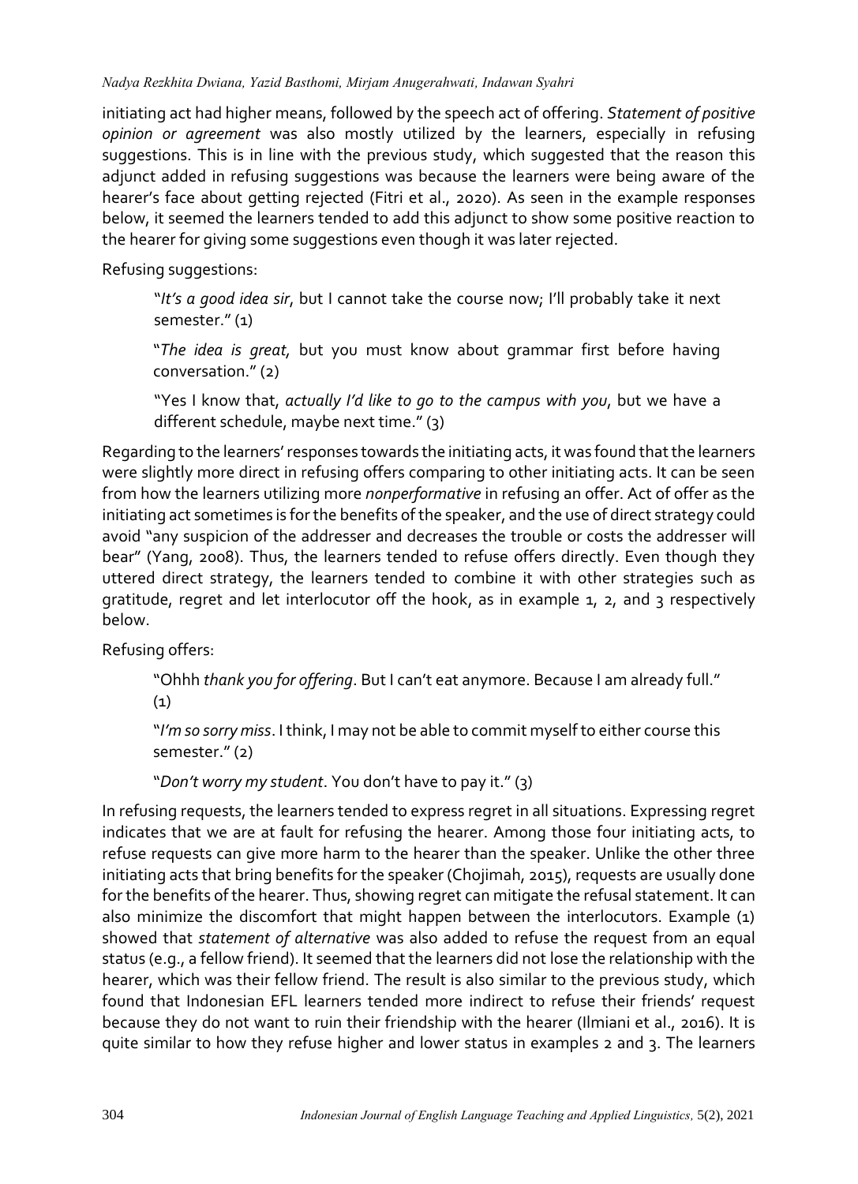initiating act had higher means, followed by the speech act of offering. *Statement of positive opinion or agreement* was also mostly utilized by the learners, especially in refusing suggestions. This is in line with the previous study, which suggested that the reason this adjunct added in refusing suggestions was because the learners were being aware of the hearer's face about getting rejected (Fitri et al., 2020). As seen in the example responses below, it seemed the learners tended to add this adjunct to show some positive reaction to the hearer for giving some suggestions even though it was later rejected.

Refusing suggestions:

> "*It's a good idea sir*, but I cannot take the course now; I'll probably take it next semester." (1)
>
> "*The idea is great,* but you must know about grammar first before having conversation." (2)
>
> "Yes I know that, *actually I'd like to go to the campus with you*, but we have a different schedule, maybe next time." (3)

Regarding to the learners' responses towards the initiating acts, it was found that the learners were slightly more direct in refusing offers comparing to other initiating acts. It can be seen from how the learners utilizing more *nonperformative* in refusing an offer. Act of offer as the initiating act sometimes is for the benefits of the speaker, and the use of direct strategy could avoid "any suspicion of the addresser and decreases the trouble or costs the addresser will bear" (Yang, 2008). Thus, the learners tended to refuse offers directly. Even though they uttered direct strategy, the learners tended to combine it with other strategies such as gratitude, regret and let interlocutor off the hook, as in example 1, 2, and 3 respectively below.

Refusing offers:

> "Ohhh *thank you for offering*. But I can't eat anymore. Because I am already full." (1)
>
> "*I'm so sorry miss*. I think, I may not be able to commit myself to either course this semester." (2)
>
> "*Don't worry my student*. You don't have to pay it." (3)

In refusing requests, the learners tended to express regret in all situations. Expressing regret indicates that we are at fault for refusing the hearer. Among those four initiating acts, to refuse requests can give more harm to the hearer than the speaker. Unlike the other three initiating acts that bring benefits for the speaker (Chojimah, 2015), requests are usually done for the benefits of the hearer. Thus, showing regret can mitigate the refusal statement. It can also minimize the discomfort that might happen between the interlocutors. Example (1) showed that *statement of alternative* was also added to refuse the request from an equal status (e.g., a fellow friend). It seemed that the learners did not lose the relationship with the hearer, which was their fellow friend. The result is also similar to the previous study, which found that Indonesian EFL learners tended more indirect to refuse their friends' request because they do not want to ruin their friendship with the hearer (Ilmiani et al., 2016). It is quite similar to how they refuse higher and lower status in examples 2 and 3. The learners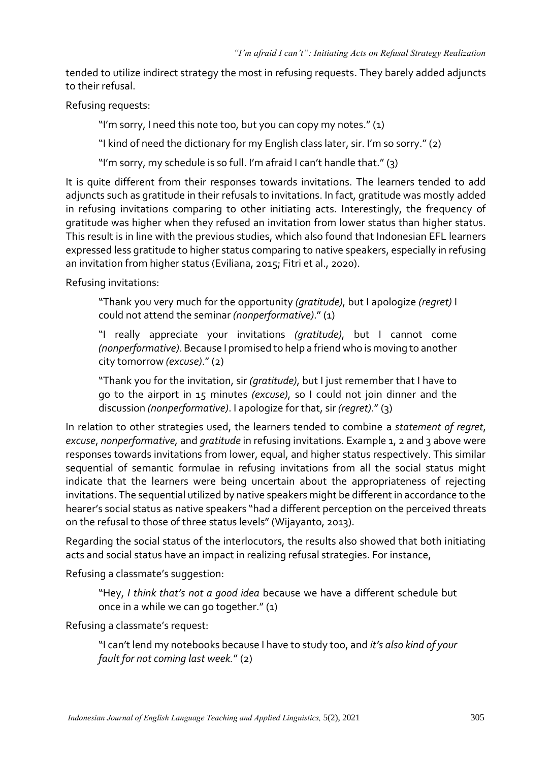tended to utilize indirect strategy the most in refusing requests. They barely added adjuncts to their refusal.

Refusing requests:

> "I'm sorry, I need this note too, but you can copy my notes." (1)
>
> "I kind of need the dictionary for my English class later, sir. I'm so sorry." (2)
>
> "I'm sorry, my schedule is so full. I'm afraid I can't handle that." (3)

It is quite different from their responses towards invitations. The learners tended to add adjuncts such as gratitude in their refusals to invitations. In fact, gratitude was mostly added in refusing invitations comparing to other initiating acts. Interestingly, the frequency of gratitude was higher when they refused an invitation from lower status than higher status. This result is in line with the previous studies, which also found that Indonesian EFL learners expressed less gratitude to higher status comparing to native speakers, especially in refusing an invitation from higher status (Eviliana, 2015; Fitri et al., 2020).

Refusing invitations:

> "Thank you very much for the opportunity *(gratitude)*, but I apologize *(regret)* I could not attend the seminar *(nonperformative)*." (1)
>
> "I really appreciate your invitations *(gratitude)*, but I cannot come *(nonperformative)*. Because I promised to help a friend who is moving to another city tomorrow *(excuse)*." (2)
>
> "Thank you for the invitation, sir *(gratitude)*, but I just remember that I have to go to the airport in 15 minutes *(excuse)*, so I could not join dinner and the discussion *(nonperformative)*. I apologize for that, sir *(regret)*." (3)

In relation to other strategies used, the learners tended to combine a *statement of regret*, *excuse*, *nonperformative*, and *gratitude* in refusing invitations. Example 1, 2 and 3 above were responses towards invitations from lower, equal, and higher status respectively. This similar sequential of semantic formulae in refusing invitations from all the social status might indicate that the learners were being uncertain about the appropriateness of rejecting invitations. The sequential utilized by native speakers might be different in accordance to the hearer's social status as native speakers "had a different perception on the perceived threats on the refusal to those of three status levels" (Wijayanto, 2013).

Regarding the social status of the interlocutors, the results also showed that both initiating acts and social status have an impact in realizing refusal strategies. For instance,

Refusing a classmate's suggestion:

> "Hey, *I think that's not a good idea* because we have a different schedule but once in a while we can go together." (1)

Refusing a classmate's request:

> "I can't lend my notebooks because I have to study too, and *it's also kind of your fault for not coming last week.*" (2)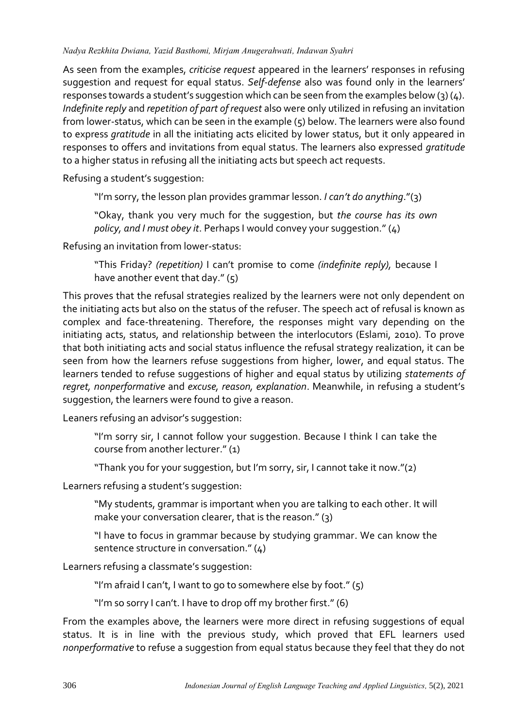As seen from the examples, *criticise request* appeared in the learners' responses in refusing suggestion and request for equal status. *Self-defense* also was found only in the learners' responses towards a student's suggestion which can be seen from the examples below (3) (4). *Indefinite reply* and *repetition of part of request* also were only utilized in refusing an invitation from lower-status, which can be seen in the example (5) below. The learners were also found to express *gratitude* in all the initiating acts elicited by lower status, but it only appeared in responses to offers and invitations from equal status. The learners also expressed *gratitude* to a higher status in refusing all the initiating acts but speech act requests.

Refusing a student's suggestion:

> "I'm sorry, the lesson plan provides grammar lesson. *I can't do anything*."(3)
>
> "Okay, thank you very much for the suggestion, but *the course has its own policy, and I must obey it*. Perhaps I would convey your suggestion." (4)

Refusing an invitation from lower-status:

> "This Friday? *(repetition)* I can't promise to come *(indefinite reply)*, because I have another event that day." (5)

This proves that the refusal strategies realized by the learners were not only dependent on the initiating acts but also on the status of the refuser. The speech act of refusal is known as complex and face-threatening. Therefore, the responses might vary depending on the initiating acts, status, and relationship between the interlocutors (Eslami, 2010). To prove that both initiating acts and social status influence the refusal strategy realization, it can be seen from how the learners refuse suggestions from higher, lower, and equal status. The learners tended to refuse suggestions of higher and equal status by utilizing *statements of regret, nonperformative* and *excuse, reason, explanation*. Meanwhile, in refusing a student's suggestion, the learners were found to give a reason.

Leaners refusing an advisor's suggestion:

> "I'm sorry sir, I cannot follow your suggestion. Because I think I can take the course from another lecturer." (1)
>
> "Thank you for your suggestion, but I'm sorry, sir, I cannot take it now."(2)

Learners refusing a student's suggestion:

> "My students, grammar is important when you are talking to each other. It will make your conversation clearer, that is the reason." (3)
>
> "I have to focus in grammar because by studying grammar. We can know the sentence structure in conversation." (4)

Learners refusing a classmate's suggestion:

> "I'm afraid I can't, I want to go to somewhere else by foot." (5)
>
> "I'm so sorry I can't. I have to drop off my brother first." (6)

From the examples above, the learners were more direct in refusing suggestions of equal status. It is in line with the previous study, which proved that EFL learners used *nonperformative* to refuse a suggestion from equal status because they feel that they do not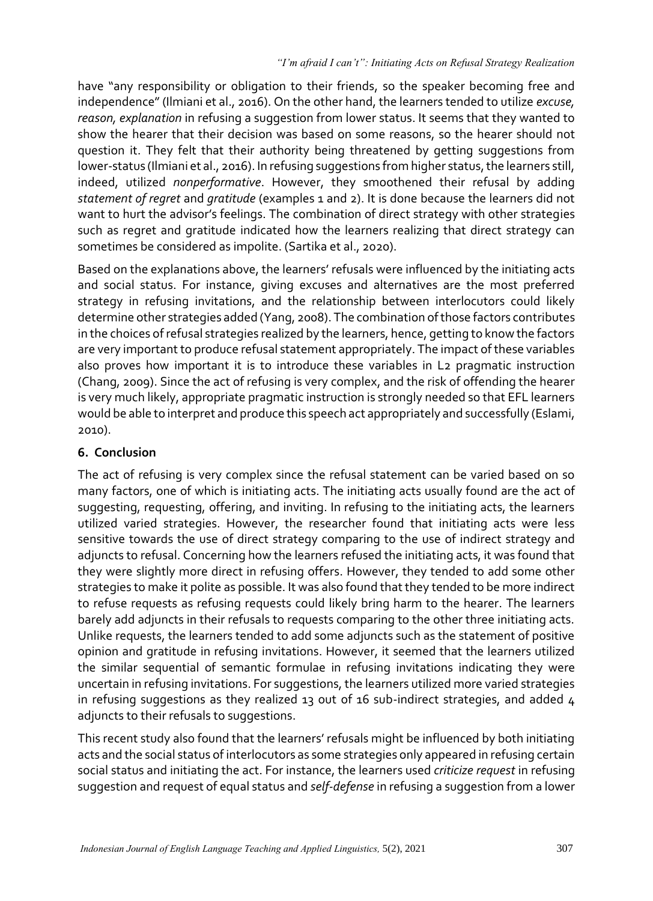have "any responsibility or obligation to their friends, so the speaker becoming free and independence" (Ilmiani et al., 2016). On the other hand, the learners tended to utilize *excuse, reason, explanation* in refusing a suggestion from lower status. It seems that they wanted to show the hearer that their decision was based on some reasons, so the hearer should not question it. They felt that their authority being threatened by getting suggestions from lower-status (Ilmiani et al., 2016). In refusing suggestions from higher status, the learners still, indeed, utilized *nonperformative*. However, they smoothened their refusal by adding *statement of regret* and *gratitude* (examples 1 and 2). It is done because the learners did not want to hurt the advisor's feelings. The combination of direct strategy with other strategies such as regret and gratitude indicated how the learners realizing that direct strategy can sometimes be considered as impolite. (Sartika et al., 2020).

Based on the explanations above, the learners' refusals were influenced by the initiating acts and social status. For instance, giving excuses and alternatives are the most preferred strategy in refusing invitations, and the relationship between interlocutors could likely determine other strategies added (Yang, 2008). The combination of those factors contributes in the choices of refusal strategies realized by the learners, hence, getting to know the factors are very important to produce refusal statement appropriately. The impact of these variables also proves how important it is to introduce these variables in L2 pragmatic instruction (Chang, 2009). Since the act of refusing is very complex, and the risk of offending the hearer is very much likely, appropriate pragmatic instruction is strongly needed so that EFL learners would be able to interpret and produce this speech act appropriately and successfully (Eslami, 2010).

## 6. Conclusion

The act of refusing is very complex since the refusal statement can be varied based on so many factors, one of which is initiating acts. The initiating acts usually found are the act of suggesting, requesting, offering, and inviting. In refusing to the initiating acts, the learners utilized varied strategies. However, the researcher found that initiating acts were less sensitive towards the use of direct strategy comparing to the use of indirect strategy and adjuncts to refusal. Concerning how the learners refused the initiating acts, it was found that they were slightly more direct in refusing offers. However, they tended to add some other strategies to make it polite as possible. It was also found that they tended to be more indirect to refuse requests as refusing requests could likely bring harm to the hearer. The learners barely add adjuncts in their refusals to requests comparing to the other three initiating acts. Unlike requests, the learners tended to add some adjuncts such as the statement of positive opinion and gratitude in refusing invitations. However, it seemed that the learners utilized the similar sequential of semantic formulae in refusing invitations indicating they were uncertain in refusing invitations. For suggestions, the learners utilized more varied strategies in refusing suggestions as they realized 13 out of 16 sub-indirect strategies, and added 4 adjuncts to their refusals to suggestions.

This recent study also found that the learners' refusals might be influenced by both initiating acts and the social status of interlocutors as some strategies only appeared in refusing certain social status and initiating the act. For instance, the learners used *criticize request* in refusing suggestion and request of equal status and *self-defense* in refusing a suggestion from a lower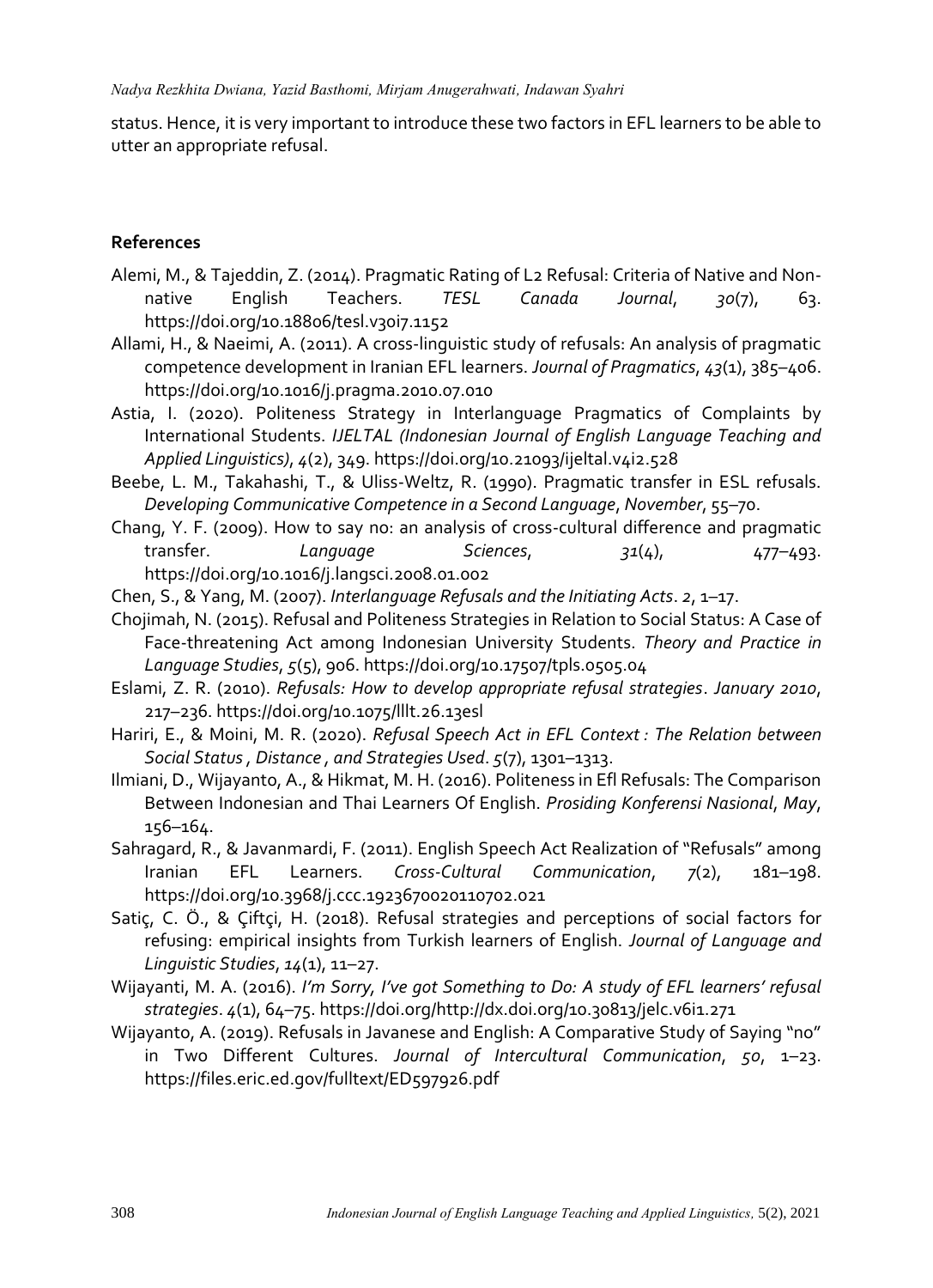status. Hence, it is very important to introduce these two factors in EFL learners to be able to utter an appropriate refusal.

## References

Alemi, M., & Tajeddin, Z. (2014). Pragmatic Rating of L2 Refusal: Criteria of Native and Non-native English Teachers. *TESL Canada Journal*, *30*(7), 63. https://doi.org/10.18806/tesl.v30i7.1152

Allami, H., & Naeimi, A. (2011). A cross-linguistic study of refusals: An analysis of pragmatic competence development in Iranian EFL learners. *Journal of Pragmatics*, *43*(1), 385–406. https://doi.org/10.1016/j.pragma.2010.07.010

Astia, I. (2020). Politeness Strategy in Interlanguage Pragmatics of Complaints by International Students. *IJELTAL (Indonesian Journal of English Language Teaching and Applied Linguistics)*, *4*(2), 349. https://doi.org/10.21093/ijeltal.v4i2.528

Beebe, L. M., Takahashi, T., & Uliss-Weltz, R. (1990). Pragmatic transfer in ESL refusals. *Developing Communicative Competence in a Second Language*, *November*, 55–70.

Chang, Y. F. (2009). How to say no: an analysis of cross-cultural difference and pragmatic transfer. *Language Sciences*, *31*(4), 477–493. https://doi.org/10.1016/j.langsci.2008.01.002

Chen, S., & Yang, M. (2007). *Interlanguage Refusals and the Initiating Acts*. *2*, 1–17.

Chojimah, N. (2015). Refusal and Politeness Strategies in Relation to Social Status: A Case of Face-threatening Act among Indonesian University Students. *Theory and Practice in Language Studies*, *5*(5), 906. https://doi.org/10.17507/tpls.0505.04

Eslami, Z. R. (2010). *Refusals: How to develop appropriate refusal strategies*. *January 2010*, 217–236. https://doi.org/10.1075/lllt.26.13esl

Hariri, E., & Moini, M. R. (2020). *Refusal Speech Act in EFL Context : The Relation between Social Status , Distance , and Strategies Used*. *5*(7), 1301–1313.

Ilmiani, D., Wijayanto, A., & Hikmat, M. H. (2016). Politeness in Efl Refusals: The Comparison Between Indonesian and Thai Learners Of English. *Prosiding Konferensi Nasional*, *May*, 156–164.

Sahragard, R., & Javanmardi, F. (2011). English Speech Act Realization of "Refusals" among Iranian EFL Learners. *Cross-Cultural Communication*, *7*(2), 181–198. https://doi.org/10.3968/j.ccc.1923670020110702.021

Satiç, C. Ö., & Çiftçi, H. (2018). Refusal strategies and perceptions of social factors for refusing: empirical insights from Turkish learners of English. *Journal of Language and Linguistic Studies*, *14*(1), 11–27.

Wijayanti, M. A. (2016). *I'm Sorry, I've got Something to Do: A study of EFL learners' refusal strategies*. *4*(1), 64–75. https://doi.org/http://dx.doi.org/10.30813/jelc.v6i1.271

Wijayanto, A. (2019). Refusals in Javanese and English: A Comparative Study of Saying "no" in Two Different Cultures. *Journal of Intercultural Communication*, *50*, 1–23. https://files.eric.ed.gov/fulltext/ED597926.pdf